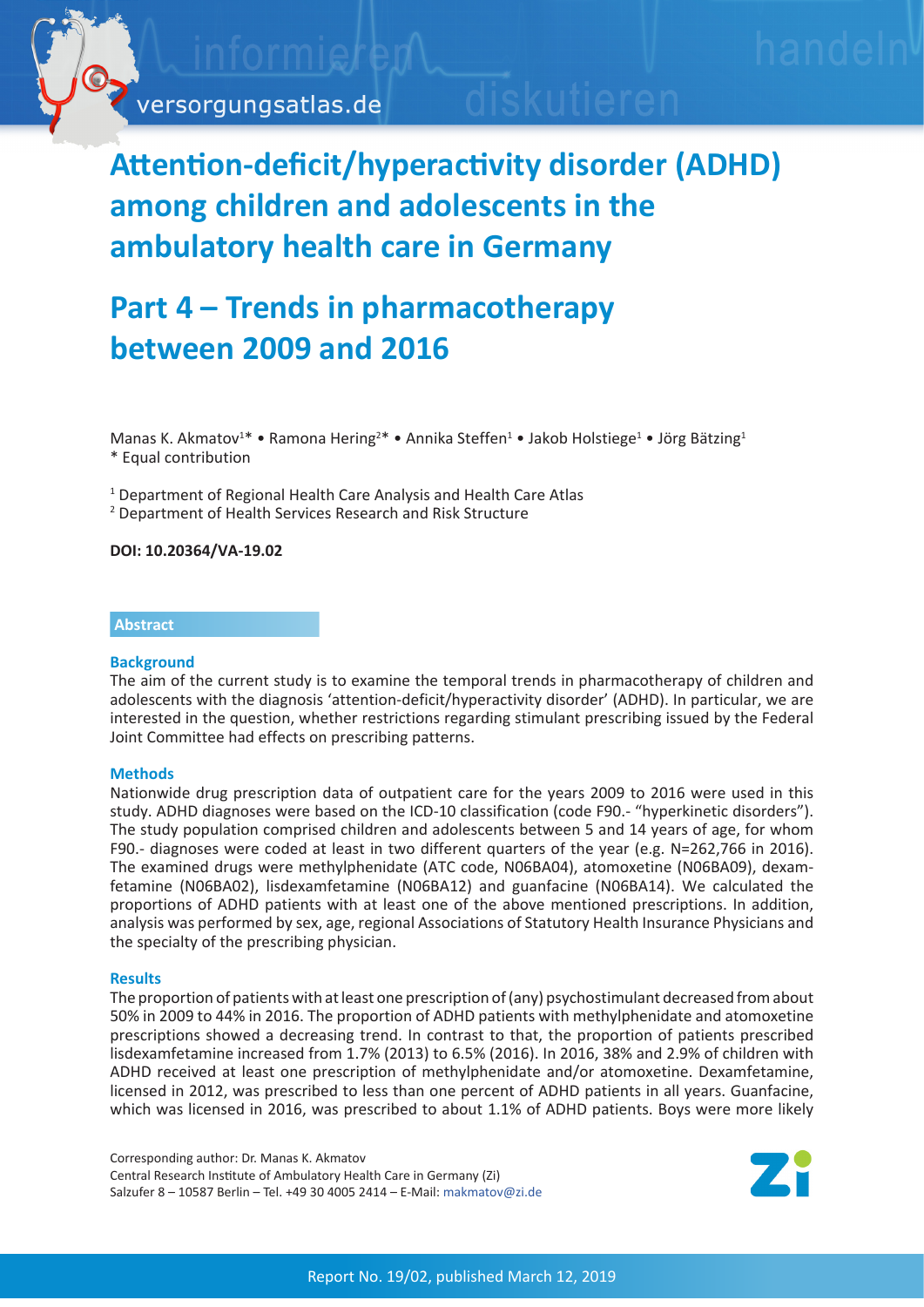# Attention-deficit/hyperactivity disorder (ADHD) among children and adolescents in the ambulatory health care in Germany

# Part 4 – Trends in pharmacotherapy between 2009 and 2016

Manas K. Akmatov[1]* • Ramona Hering[2]* • Annika Steffen[1] • Jakob Holstiege[1] • Jörg Bätzing[1]
* Equal contribution

[1] Department of Regional Health Care Analysis and Health Care Atlas
[2] Department of Health Services Research and Risk Structure

**DOI: 10.20364/VA-19.02**

## Abstract

### Background

The aim of the current study is to examine the temporal trends in pharmacotherapy of children and adolescents with the diagnosis 'attention-deficit/hyperactivity disorder' (ADHD). In particular, we are interested in the question, whether restrictions regarding stimulant prescribing issued by the Federal Joint Committee had effects on prescribing patterns.

### Methods

Nationwide drug prescription data of outpatient care for the years 2009 to 2016 were used in this study. ADHD diagnoses were based on the ICD-10 classification (code F90.- "hyperkinetic disorders"). The study population comprised children and adolescents between 5 and 14 years of age, for whom F90.- diagnoses were coded at least in two different quarters of the year (e.g. N=262,766 in 2016). The examined drugs were methylphenidate (ATC code, N06BA04), atomoxetine (N06BA09), dexamfetamine (N06BA02), lisdexamfetamine (N06BA12) and guanfacine (N06BA14). We calculated the proportions of ADHD patients with at least one of the above mentioned prescriptions. In addition, analysis was performed by sex, age, regional Associations of Statutory Health Insurance Physicians and the specialty of the prescribing physician.

### Results

The proportion of patients with at least one prescription of (any) psychostimulant decreased from about 50% in 2009 to 44% in 2016. The proportion of ADHD patients with methylphenidate and atomoxetine prescriptions showed a decreasing trend. In contrast to that, the proportion of patients prescribed lisdexamfetamine increased from 1.7% (2013) to 6.5% (2016). In 2016, 38% and 2.9% of children with ADHD received at least one prescription of methylphenidate and/or atomoxetine. Dexamfetamine, licensed in 2012, was prescribed to less than one percent of ADHD patients in all years. Guanfacine, which was licensed in 2016, was prescribed to about 1.1% of ADHD patients. Boys were more likely

Corresponding author: Dr. Manas K. Akmatov
Central Research Institute of Ambulatory Health Care in Germany (Zi)
Salzufer 8 – 10587 Berlin – Tel. +49 30 4005 2414 – E-Mail: makmatov@zi.de

Report No. 19/02, published March 12, 2019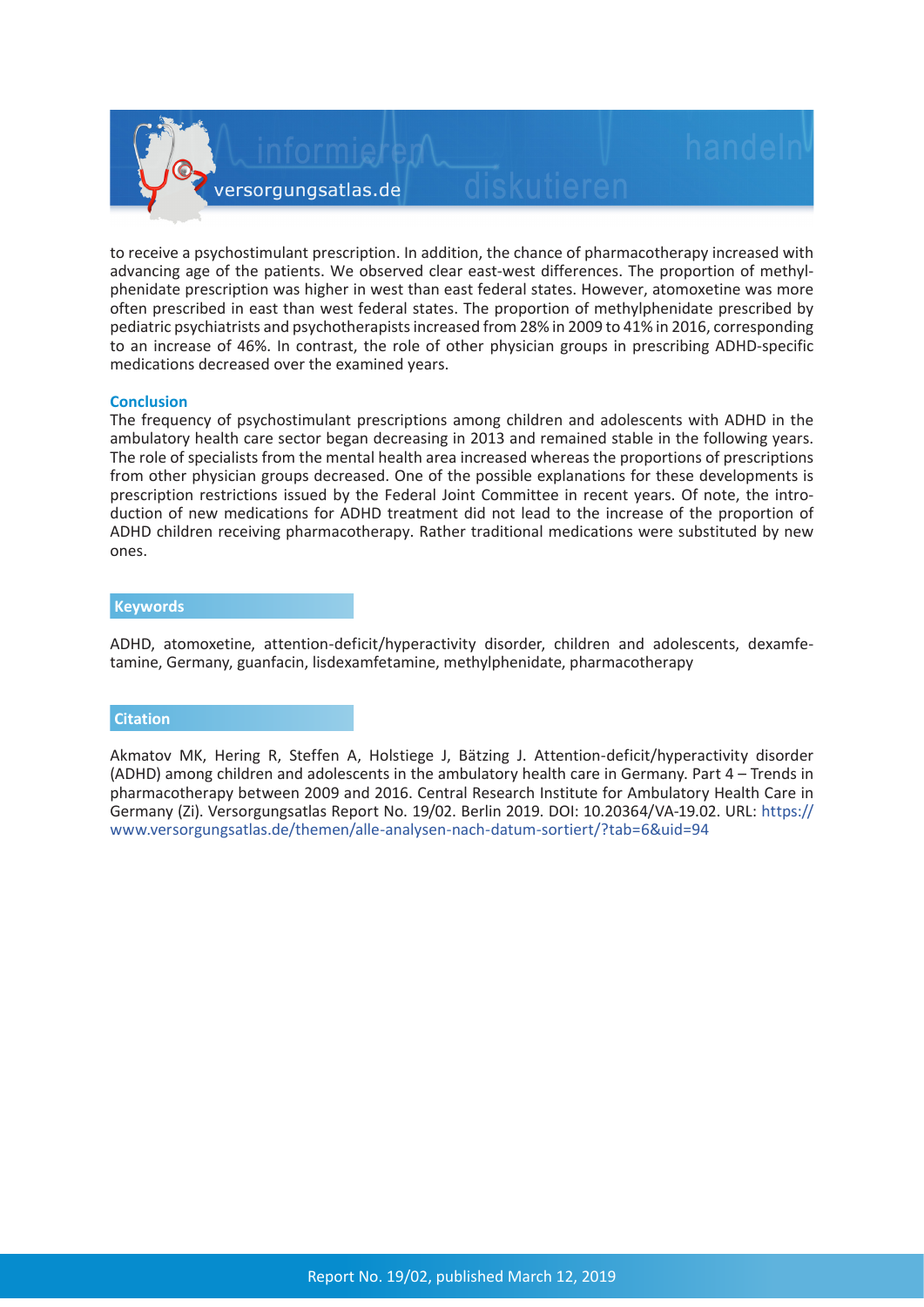to receive a psychostimulant prescription. In addition, the chance of pharmacotherapy increased with advancing age of the patients. We observed clear east-west differences. The proportion of methylphenidate prescription was higher in west than east federal states. However, atomoxetine was more often prescribed in east than west federal states. The proportion of methylphenidate prescribed by pediatric psychiatrists and psychotherapists increased from 28% in 2009 to 41% in 2016, corresponding to an increase of 46%. In contrast, the role of other physician groups in prescribing ADHD-specific medications decreased over the examined years.

### Conclusion

The frequency of psychostimulant prescriptions among children and adolescents with ADHD in the ambulatory health care sector began decreasing in 2013 and remained stable in the following years. The role of specialists from the mental health area increased whereas the proportions of prescriptions from other physician groups decreased. One of the possible explanations for these developments is prescription restrictions issued by the Federal Joint Committee in recent years. Of note, the introduction of new medications for ADHD treatment did not lead to the increase of the proportion of ADHD children receiving pharmacotherapy. Rather traditional medications were substituted by new ones.

### Keywords

ADHD, atomoxetine, attention-deficit/hyperactivity disorder, children and adolescents, dexamfetamine, Germany, guanfacin, lisdexamfetamine, methylphenidate, pharmacotherapy

### Citation

Akmatov MK, Hering R, Steffen A, Holstiege J, Bätzing J. Attention-deficit/hyperactivity disorder (ADHD) among children and adolescents in the ambulatory health care in Germany. Part 4 – Trends in pharmacotherapy between 2009 and 2016. Central Research Institute for Ambulatory Health Care in Germany (Zi). Versorgungsatlas Report No. 19/02. Berlin 2019. DOI: 10.20364/VA-19.02. URL: https://www.versorgungsatlas.de/themen/alle-analysen-nach-datum-sortiert/?tab=6&uid=94

Report No. 19/02, published March 12, 2019